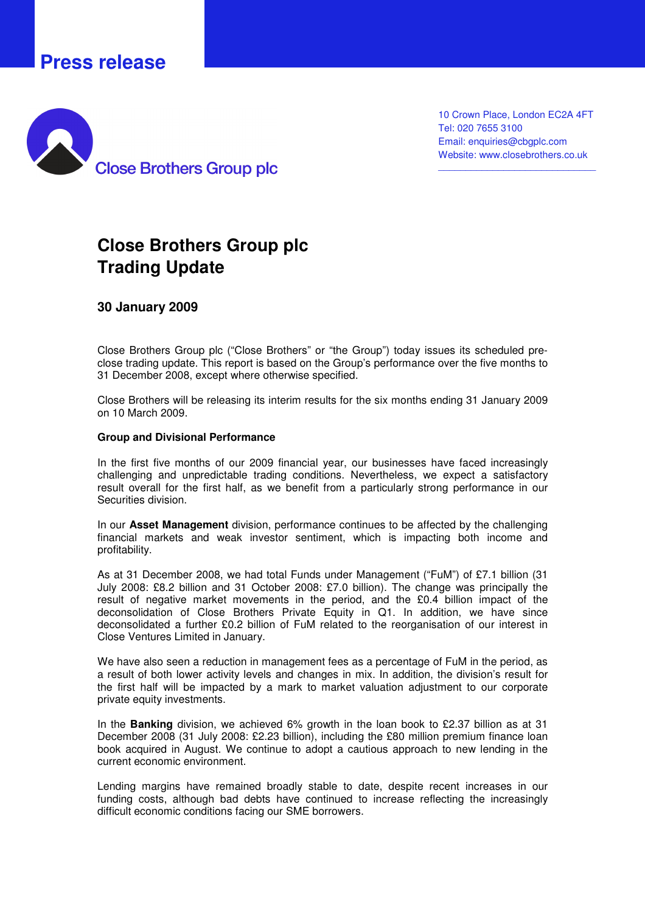Press release

Close Brothers Group plc

10 Crown Place, London EC2A 4FT
Tel: 020 7655 3100
Email: enquiries@cbgplc.com
Website: www.closebrothers.co.uk

# Close Brothers Group plc
# Trading Update

### 30 January 2009

Close Brothers Group plc ("Close Brothers" or "the Group") today issues its scheduled pre-close trading update. This report is based on the Group's performance over the five months to 31 December 2008, except where otherwise specified.

Close Brothers will be releasing its interim results for the six months ending 31 January 2009 on 10 March 2009.

**Group and Divisional Performance**

In the first five months of our 2009 financial year, our businesses have faced increasingly challenging and unpredictable trading conditions. Nevertheless, we expect a satisfactory result overall for the first half, as we benefit from a particularly strong performance in our Securities division.

In our **Asset Management** division, performance continues to be affected by the challenging financial markets and weak investor sentiment, which is impacting both income and profitability.

As at 31 December 2008, we had total Funds under Management ("FuM") of £7.1 billion (31 July 2008: £8.2 billion and 31 October 2008: £7.0 billion). The change was principally the result of negative market movements in the period, and the £0.4 billion impact of the deconsolidation of Close Brothers Private Equity in Q1. In addition, we have since deconsolidated a further £0.2 billion of FuM related to the reorganisation of our interest in Close Ventures Limited in January.

We have also seen a reduction in management fees as a percentage of FuM in the period, as a result of both lower activity levels and changes in mix. In addition, the division's result for the first half will be impacted by a mark to market valuation adjustment to our corporate private equity investments.

In the **Banking** division, we achieved 6% growth in the loan book to £2.37 billion as at 31 December 2008 (31 July 2008: £2.23 billion), including the £80 million premium finance loan book acquired in August. We continue to adopt a cautious approach to new lending in the current economic environment.

Lending margins have remained broadly stable to date, despite recent increases in our funding costs, although bad debts have continued to increase reflecting the increasingly difficult economic conditions facing our SME borrowers.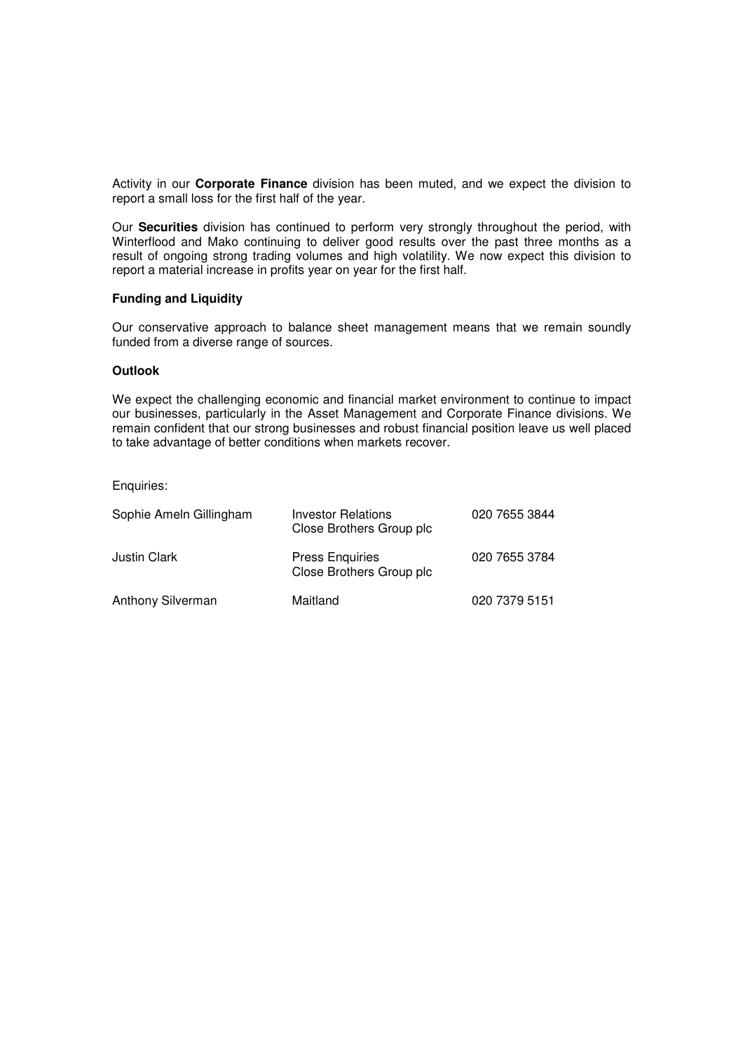Activity in our **Corporate Finance** division has been muted, and we expect the division to report a small loss for the first half of the year.

Our **Securities** division has continued to perform very strongly throughout the period, with Winterflood and Mako continuing to deliver good results over the past three months as a result of ongoing strong trading volumes and high volatility. We now expect this division to report a material increase in profits year on year for the first half.

**Funding and Liquidity**

Our conservative approach to balance sheet management means that we remain soundly funded from a diverse range of sources.

**Outlook**

We expect the challenging economic and financial market environment to continue to impact our businesses, particularly in the Asset Management and Corporate Finance divisions. We remain confident that our strong businesses and robust financial position leave us well placed to take advantage of better conditions when markets recover.

Enquiries:

| | | |
|---|---|---|
| Sophie Ameln Gillingham | Investor Relations<br>Close Brothers Group plc | 020 7655 3844 |
| Justin Clark | Press Enquiries<br>Close Brothers Group plc | 020 7655 3784 |
| Anthony Silverman | Maitland | 020 7379 5151 |